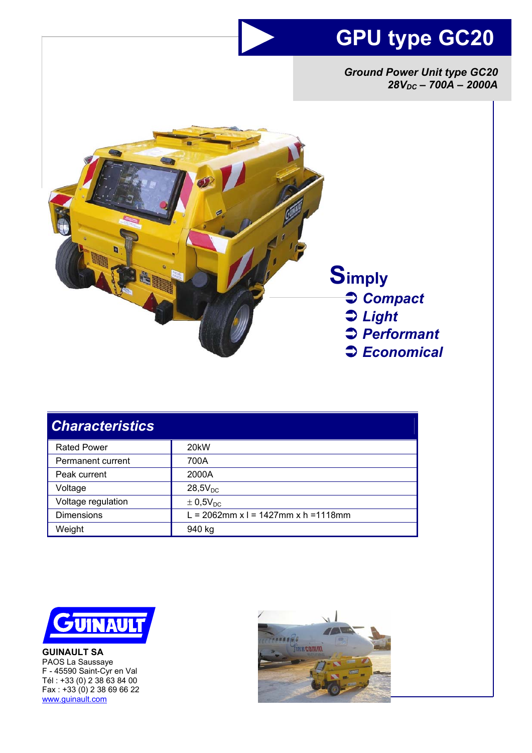# GPU type GC20

***Ground Power Unit type GC20***
***$28V_{DC}$ – 700A – 2000A***

**Simply**

- ***Compact***
- ***Light***
- ***Performant***
- ***Economical***

## *Characteristics*

| | |
|---|---|
| Rated Power | 20kW |
| Permanent current | 700A |
| Peak current | 2000A |
| Voltage | $28{,}5V_{DC}$ |
| Voltage regulation | $\pm 0{,}5V_{DC}$ |
| Dimensions | L = 2062mm x l = 1427mm x h =1118mm |
| Weight | 940 kg |

**GUINAULT SA**
PAOS La Saussaye
F - 45590 Saint-Cyr en Val
Tél : +33 (0) 2 38 63 84 00
Fax : +33 (0) 2 38 69 66 22
www.guinault.com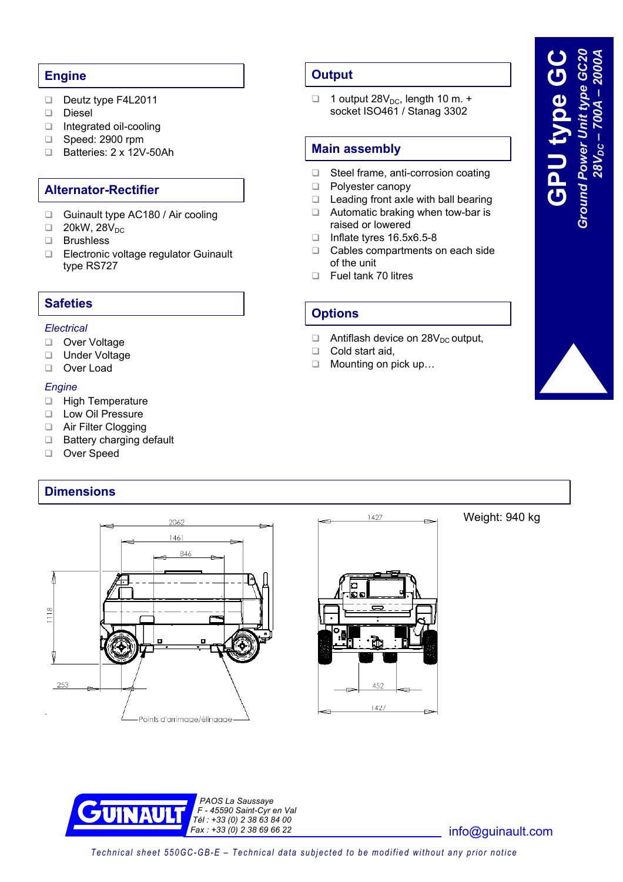# GPU type GC

*Ground Power Unit type GC20*

*$28V_{DC}$ – 700A – 2000A*

## Engine

- Deutz type F4L2011
- Diesel
- Integrated oil-cooling
- Speed: 2900 rpm
- Batteries: 2 x 12V-50Ah

## Alternator-Rectifier

- Guinault type AC180 / Air cooling
- 20kW, $28V_{DC}$
- Brushless
- Electronic voltage regulator Guinault type RS727

## Safeties

*Electrical*

- Over Voltage
- Under Voltage
- Over Load

*Engine*

- High Temperature
- Low Oil Pressure
- Air Filter Clogging
- Battery charging default
- Over Speed

## Output

- 1 output $28V_{DC}$, length 10 m. + socket ISO461 / Stanag 3302

## Main assembly

- Steel frame, anti-corrosion coating
- Polyester canopy
- Leading front axle with ball bearing
- Automatic braking when tow-bar is raised or lowered
- Inflate tyres 16.5x6.5-8
- Cables compartments on each side of the unit
- Fuel tank 70 litres

## Options

- Antiflash device on $28V_{DC}$ output,
- Cold start aid,
- Mounting on pick up…

## Dimensions

2062
1461
846
1118
253
Points d'arrimage/élingage

1427
452
1427

Weight: 940 kg

GUINAULT
PAOS La Saussaye
F - 45590 Saint-Cyr en Val
Tél : +33 (0) 2 38 63 84 00
Fax : +33 (0) 2 38 69 66 22

info@guinault.com

*Technical sheet 550GC-GB-E – Technical data subjected to be modified without any prior notice*